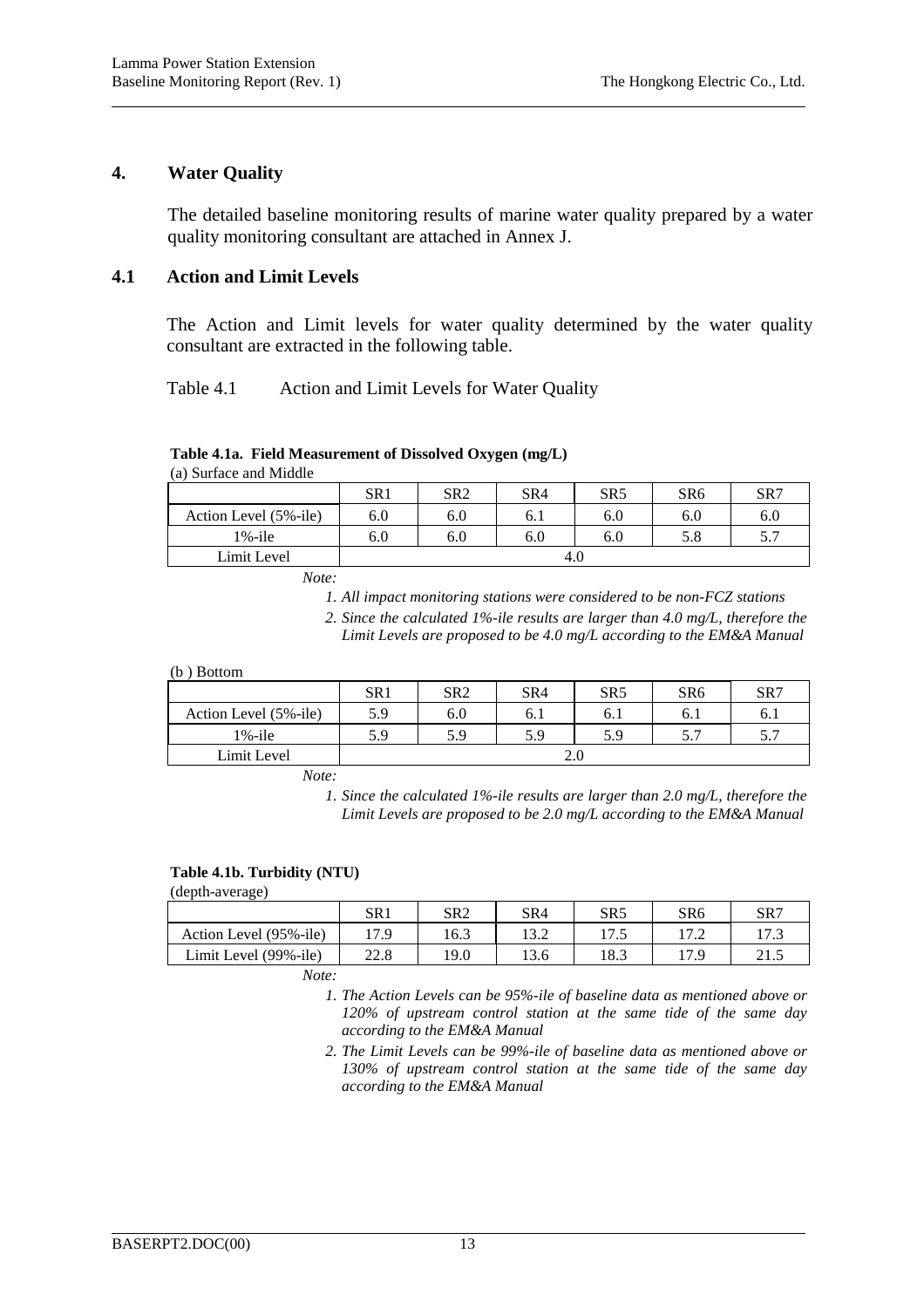## 4. Water Quality

The detailed baseline monitoring results of marine water quality prepared by a water quality monitoring consultant are attached in Annex J.

### 4.1 Action and Limit Levels

The Action and Limit levels for water quality determined by the water quality consultant are extracted in the following table.

Table 4.1 Action and Limit Levels for Water Quality

**Table 4.1a. Field Measurement of Dissolved Oxygen (mg/L)**

(a) Surface and Middle

| | SR1 | SR2 | SR4 | SR5 | SR6 | SR7 |
|---|---|---|---|---|---|---|
| Action Level (5%-ile) | 6.0 | 6.0 | 6.1 | 6.0 | 6.0 | 6.0 |
| 1%-ile | 6.0 | 6.0 | 6.0 | 6.0 | 5.8 | 5.7 |
| Limit Level | 4.0 | | | | | |

*Note:*

1. *All impact monitoring stations were considered to be non-FCZ stations*
2. *Since the calculated 1%-ile results are larger than 4.0 mg/L, therefore the Limit Levels are proposed to be 4.0 mg/L according to the EM&A Manual*

(b ) Bottom

| | SR1 | SR2 | SR4 | SR5 | SR6 | SR7 |
|---|---|---|---|---|---|---|
| Action Level (5%-ile) | 5.9 | 6.0 | 6.1 | 6.1 | 6.1 | 6.1 |
| 1%-ile | 5.9 | 5.9 | 5.9 | 5.9 | 5.7 | 5.7 |
| Limit Level | 2.0 | | | | | |

*Note:*

1. *Since the calculated 1%-ile results are larger than 2.0 mg/L, therefore the Limit Levels are proposed to be 2.0 mg/L according to the EM&A Manual*

**Table 4.1b. Turbidity (NTU)**

(depth-average)

| | SR1 | SR2 | SR4 | SR5 | SR6 | SR7 |
|---|---|---|---|---|---|---|
| Action Level (95%-ile) | 17.9 | 16.3 | 13.2 | 17.5 | 17.2 | 17.3 |
| Limit Level (99%-ile) | 22.8 | 19.0 | 13.6 | 18.3 | 17.9 | 21.5 |

*Note:*

1. *The Action Levels can be 95%-ile of baseline data as mentioned above or 120% of upstream control station at the same tide of the same day according to the EM&A Manual*
2. *The Limit Levels can be 99%-ile of baseline data as mentioned above or 130% of upstream control station at the same tide of the same day according to the EM&A Manual*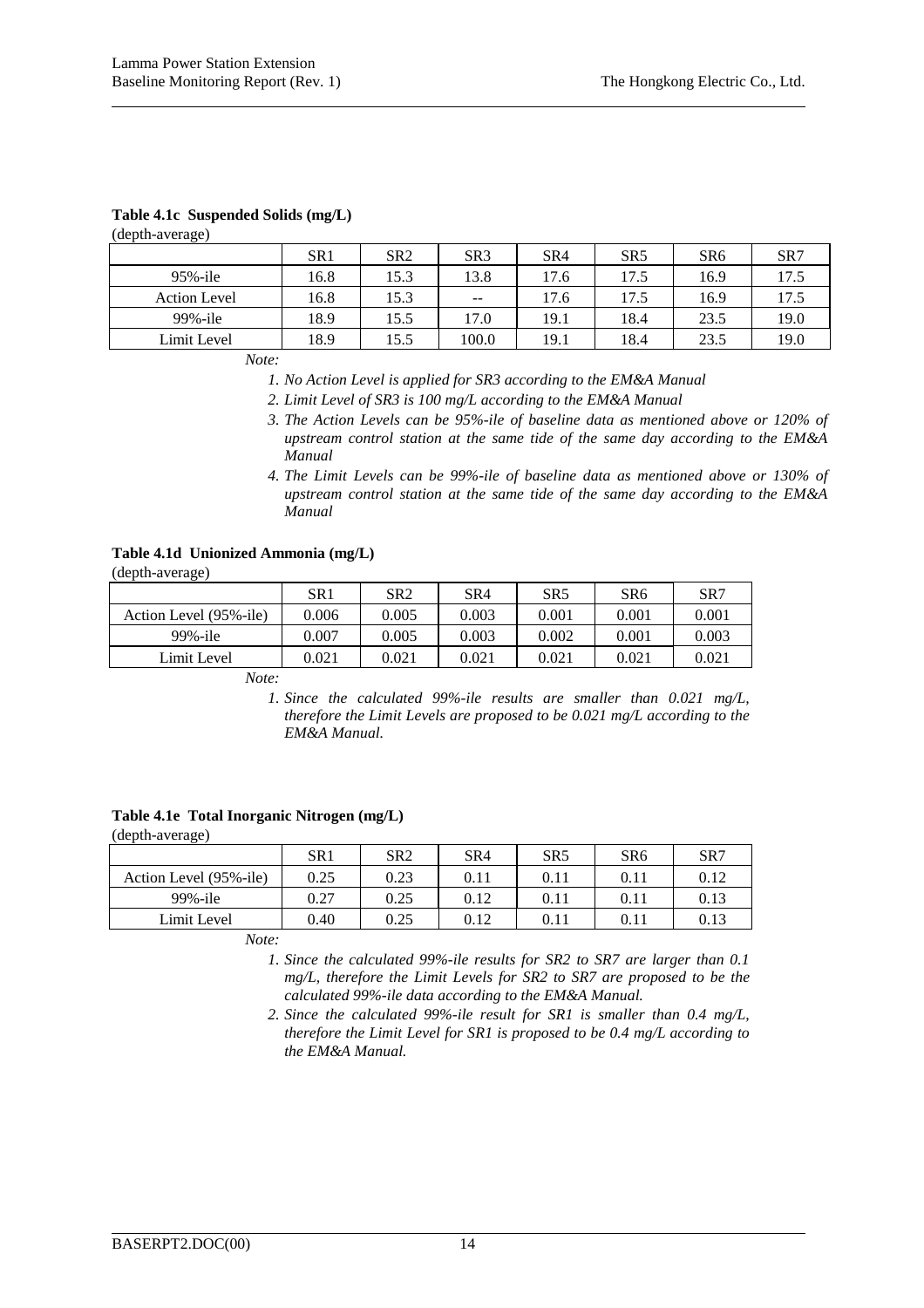**Table 4.1c Suspended Solids (mg/L)**

(depth-average)

| | SR1 | SR2 | SR3 | SR4 | SR5 | SR6 | SR7 |
|---|---|---|---|---|---|---|---|
| 95%-ile | 16.8 | 15.3 | 13.8 | 17.6 | 17.5 | 16.9 | 17.5 |
| Action Level | 16.8 | 15.3 | -- | 17.6 | 17.5 | 16.9 | 17.5 |
| 99%-ile | 18.9 | 15.5 | 17.0 | 19.1 | 18.4 | 23.5 | 19.0 |
| Limit Level | 18.9 | 15.5 | 100.0 | 19.1 | 18.4 | 23.5 | 19.0 |

*Note:*

1. *No Action Level is applied for SR3 according to the EM&A Manual*
2. *Limit Level of SR3 is 100 mg/L according to the EM&A Manual*
3. *The Action Levels can be 95%-ile of baseline data as mentioned above or 120% of upstream control station at the same tide of the same day according to the EM&A Manual*
4. *The Limit Levels can be 99%-ile of baseline data as mentioned above or 130% of upstream control station at the same tide of the same day according to the EM&A Manual*

**Table 4.1d Unionized Ammonia (mg/L)**

(depth-average)

| | SR1 | SR2 | SR4 | SR5 | SR6 | SR7 |
|---|---|---|---|---|---|---|
| Action Level (95%-ile) | 0.006 | 0.005 | 0.003 | 0.001 | 0.001 | 0.001 |
| 99%-ile | 0.007 | 0.005 | 0.003 | 0.002 | 0.001 | 0.003 |
| Limit Level | 0.021 | 0.021 | 0.021 | 0.021 | 0.021 | 0.021 |

*Note:*

1. *Since the calculated 99%-ile results are smaller than 0.021 mg/L, therefore the Limit Levels are proposed to be 0.021 mg/L according to the EM&A Manual.*

**Table 4.1e Total Inorganic Nitrogen (mg/L)**

(depth-average)

| | SR1 | SR2 | SR4 | SR5 | SR6 | SR7 |
|---|---|---|---|---|---|---|
| Action Level (95%-ile) | 0.25 | 0.23 | 0.11 | 0.11 | 0.11 | 0.12 |
| 99%-ile | 0.27 | 0.25 | 0.12 | 0.11 | 0.11 | 0.13 |
| Limit Level | 0.40 | 0.25 | 0.12 | 0.11 | 0.11 | 0.13 |

*Note:*

1. *Since the calculated 99%-ile results for SR2 to SR7 are larger than 0.1 mg/L, therefore the Limit Levels for SR2 to SR7 are proposed to be the calculated 99%-ile data according to the EM&A Manual.*
2. *Since the calculated 99%-ile result for SR1 is smaller than 0.4 mg/L, therefore the Limit Level for SR1 is proposed to be 0.4 mg/L according to the EM&A Manual.*